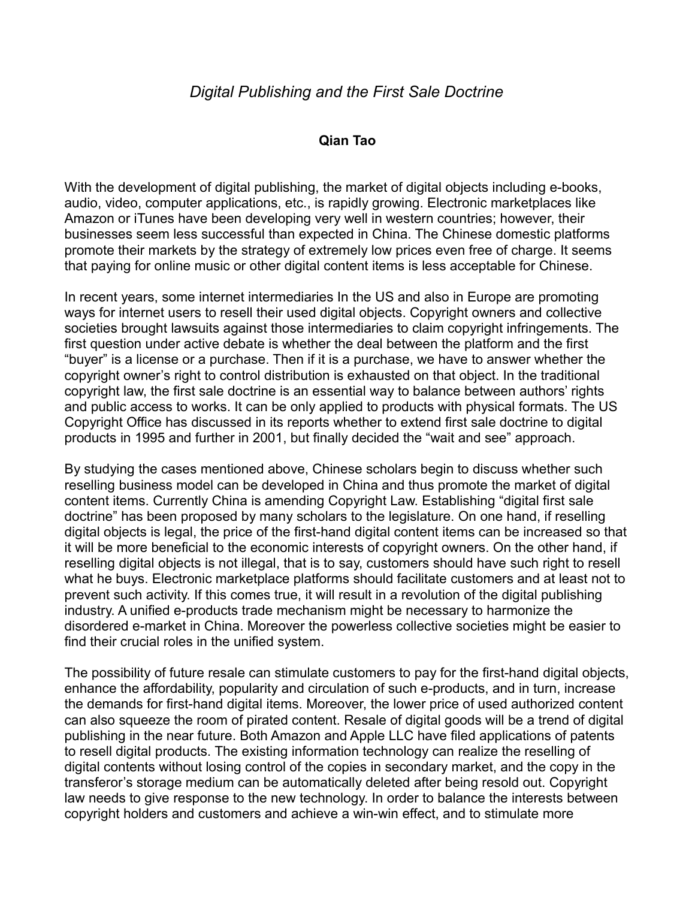# *Digital Publishing and the First Sale Doctrine*

**Qian Tao**

With the development of digital publishing, the market of digital objects including e-books, audio, video, computer applications, etc., is rapidly growing. Electronic marketplaces like Amazon or iTunes have been developing very well in western countries; however, their businesses seem less successful than expected in China. The Chinese domestic platforms promote their markets by the strategy of extremely low prices even free of charge. It seems that paying for online music or other digital content items is less acceptable for Chinese.

In recent years, some internet intermediaries In the US and also in Europe are promoting ways for internet users to resell their used digital objects. Copyright owners and collective societies brought lawsuits against those intermediaries to claim copyright infringements. The first question under active debate is whether the deal between the platform and the first "buyer" is a license or a purchase. Then if it is a purchase, we have to answer whether the copyright owner's right to control distribution is exhausted on that object. In the traditional copyright law, the first sale doctrine is an essential way to balance between authors' rights and public access to works. It can be only applied to products with physical formats. The US Copyright Office has discussed in its reports whether to extend first sale doctrine to digital products in 1995 and further in 2001, but finally decided the "wait and see" approach.

By studying the cases mentioned above, Chinese scholars begin to discuss whether such reselling business model can be developed in China and thus promote the market of digital content items. Currently China is amending Copyright Law. Establishing "digital first sale doctrine" has been proposed by many scholars to the legislature. On one hand, if reselling digital objects is legal, the price of the first-hand digital content items can be increased so that it will be more beneficial to the economic interests of copyright owners. On the other hand, if reselling digital objects is not illegal, that is to say, customers should have such right to resell what he buys. Electronic marketplace platforms should facilitate customers and at least not to prevent such activity. If this comes true, it will result in a revolution of the digital publishing industry. A unified e-products trade mechanism might be necessary to harmonize the disordered e-market in China. Moreover the powerless collective societies might be easier to find their crucial roles in the unified system.

The possibility of future resale can stimulate customers to pay for the first-hand digital objects, enhance the affordability, popularity and circulation of such e-products, and in turn, increase the demands for first-hand digital items. Moreover, the lower price of used authorized content can also squeeze the room of pirated content. Resale of digital goods will be a trend of digital publishing in the near future. Both Amazon and Apple LLC have filed applications of patents to resell digital products. The existing information technology can realize the reselling of digital contents without losing control of the copies in secondary market, and the copy in the transferor's storage medium can be automatically deleted after being resold out. Copyright law needs to give response to the new technology. In order to balance the interests between copyright holders and customers and achieve a win-win effect, and to stimulate more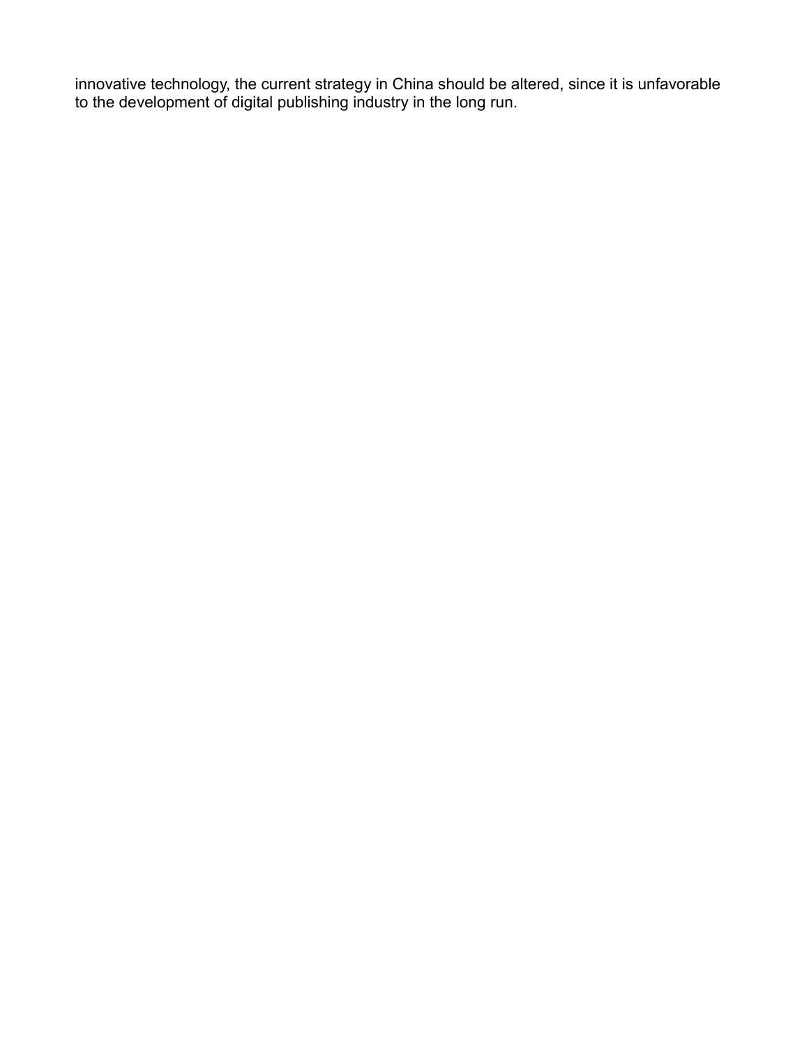innovative technology, the current strategy in China should be altered, since it is unfavorable to the development of digital publishing industry in the long run.